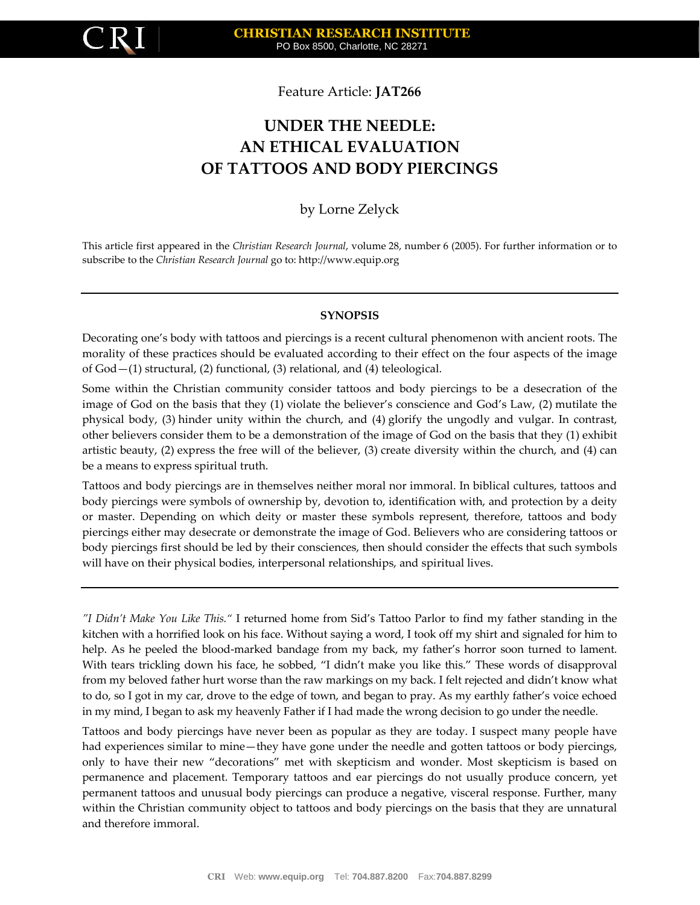Feature Article: **JAT266**

# UNDER THE NEEDLE: AN ETHICAL EVALUATION OF TATTOOS AND BODY PIERCINGS

by Lorne Zelyck

This article first appeared in the *Christian Research Journal*, volume 28, number 6 (2005). For further information or to subscribe to the *Christian Research Journal* go to: http://www.equip.org

---

**SYNOPSIS**

Decorating one's body with tattoos and piercings is a recent cultural phenomenon with ancient roots. The morality of these practices should be evaluated according to their effect on the four aspects of the image of God—(1) structural, (2) functional, (3) relational, and (4) teleological.

Some within the Christian community consider tattoos and body piercings to be a desecration of the image of God on the basis that they (1) violate the believer's conscience and God's Law, (2) mutilate the physical body, (3) hinder unity within the church, and (4) glorify the ungodly and vulgar. In contrast, other believers consider them to be a demonstration of the image of God on the basis that they (1) exhibit artistic beauty, (2) express the free will of the believer, (3) create diversity within the church, and (4) can be a means to express spiritual truth.

Tattoos and body piercings are in themselves neither moral nor immoral. In biblical cultures, tattoos and body piercings were symbols of ownership by, devotion to, identification with, and protection by a deity or master. Depending on which deity or master these symbols represent, therefore, tattoos and body piercings either may desecrate or demonstrate the image of God. Believers who are considering tattoos or body piercings first should be led by their consciences, then should consider the effects that such symbols will have on their physical bodies, interpersonal relationships, and spiritual lives.

---

*"I Didn't Make You Like This."* I returned home from Sid's Tattoo Parlor to find my father standing in the kitchen with a horrified look on his face. Without saying a word, I took off my shirt and signaled for him to help. As he peeled the blood-marked bandage from my back, my father's horror soon turned to lament. With tears trickling down his face, he sobbed, "I didn't make you like this." These words of disapproval from my beloved father hurt worse than the raw markings on my back. I felt rejected and didn't know what to do, so I got in my car, drove to the edge of town, and began to pray. As my earthly father's voice echoed in my mind, I began to ask my heavenly Father if I had made the wrong decision to go under the needle.

Tattoos and body piercings have never been as popular as they are today. I suspect many people have had experiences similar to mine—they have gone under the needle and gotten tattoos or body piercings, only to have their new "decorations" met with skepticism and wonder. Most skepticism is based on permanence and placement. Temporary tattoos and ear piercings do not usually produce concern, yet permanent tattoos and unusual body piercings can produce a negative, visceral response. Further, many within the Christian community object to tattoos and body piercings on the basis that they are unnatural and therefore immoral.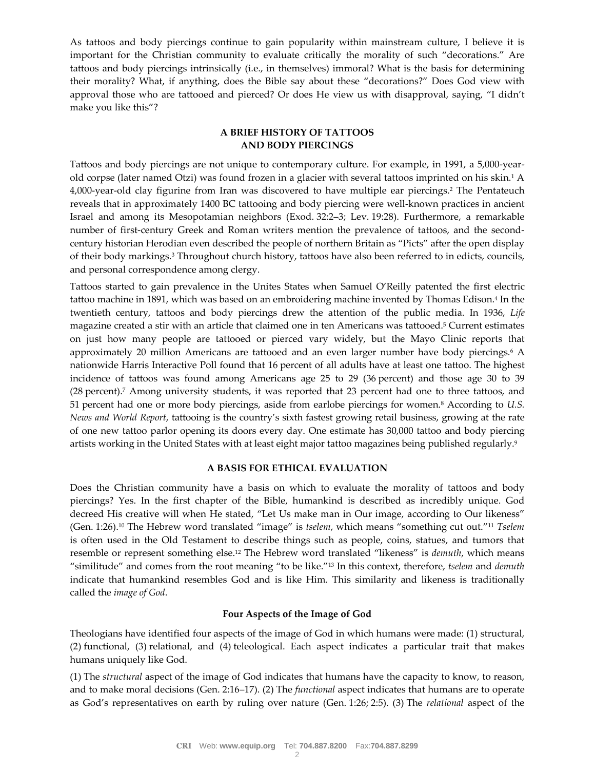As tattoos and body piercings continue to gain popularity within mainstream culture, I believe it is important for the Christian community to evaluate critically the morality of such "decorations." Are tattoos and body piercings intrinsically (i.e., in themselves) immoral? What is the basis for determining their morality? What, if anything, does the Bible say about these "decorations?" Does God view with approval those who are tattooed and pierced? Or does He view us with disapproval, saying, "I didn't make you like this"?

## A BRIEF HISTORY OF TATTOOS AND BODY PIERCINGS

Tattoos and body piercings are not unique to contemporary culture. For example, in 1991, a 5,000-year-old corpse (later named Otzi) was found frozen in a glacier with several tattoos imprinted on his skin.[1] A 4,000-year-old clay figurine from Iran was discovered to have multiple ear piercings.[2] The Pentateuch reveals that in approximately 1400 BC tattooing and body piercing were well-known practices in ancient Israel and among its Mesopotamian neighbors (Exod. 32:2–3; Lev. 19:28). Furthermore, a remarkable number of first-century Greek and Roman writers mention the prevalence of tattoos, and the second-century historian Herodian even described the people of northern Britain as "Picts" after the open display of their body markings.[3] Throughout church history, tattoos have also been referred to in edicts, councils, and personal correspondence among clergy.

Tattoos started to gain prevalence in the Unites States when Samuel O'Reilly patented the first electric tattoo machine in 1891, which was based on an embroidering machine invented by Thomas Edison.[4] In the twentieth century, tattoos and body piercings drew the attention of the public media. In 1936, *Life* magazine created a stir with an article that claimed one in ten Americans was tattooed.[5] Current estimates on just how many people are tattooed or pierced vary widely, but the Mayo Clinic reports that approximately 20 million Americans are tattooed and an even larger number have body piercings.[6] A nationwide Harris Interactive Poll found that 16 percent of all adults have at least one tattoo. The highest incidence of tattoos was found among Americans age 25 to 29 (36 percent) and those age 30 to 39 (28 percent).[7] Among university students, it was reported that 23 percent had one to three tattoos, and 51 percent had one or more body piercings, aside from earlobe piercings for women.[8] According to *U.S. News and World Report*, tattooing is the country's sixth fastest growing retail business, growing at the rate of one new tattoo parlor opening its doors every day. One estimate has 30,000 tattoo and body piercing artists working in the United States with at least eight major tattoo magazines being published regularly.[9]

## A BASIS FOR ETHICAL EVALUATION

Does the Christian community have a basis on which to evaluate the morality of tattoos and body piercings? Yes. In the first chapter of the Bible, humankind is described as incredibly unique. God decreed His creative will when He stated, "Let Us make man in Our image, according to Our likeness" (Gen. 1:26).[10] The Hebrew word translated "image" is *tselem*, which means "something cut out."[11] *Tselem* is often used in the Old Testament to describe things such as people, coins, statues, and tumors that resemble or represent something else.[12] The Hebrew word translated "likeness" is *demuth*, which means "similitude" and comes from the root meaning "to be like."[13] In this context, therefore, *tselem* and *demuth* indicate that humankind resembles God and is like Him. This similarity and likeness is traditionally called the *image of God*.

### Four Aspects of the Image of God

Theologians have identified four aspects of the image of God in which humans were made: (1) structural, (2) functional, (3) relational, and (4) teleological. Each aspect indicates a particular trait that makes humans uniquely like God.

(1) The *structural* aspect of the image of God indicates that humans have the capacity to know, to reason, and to make moral decisions (Gen. 2:16–17). (2) The *functional* aspect indicates that humans are to operate as God's representatives on earth by ruling over nature (Gen. 1:26; 2:5). (3) The *relational* aspect of the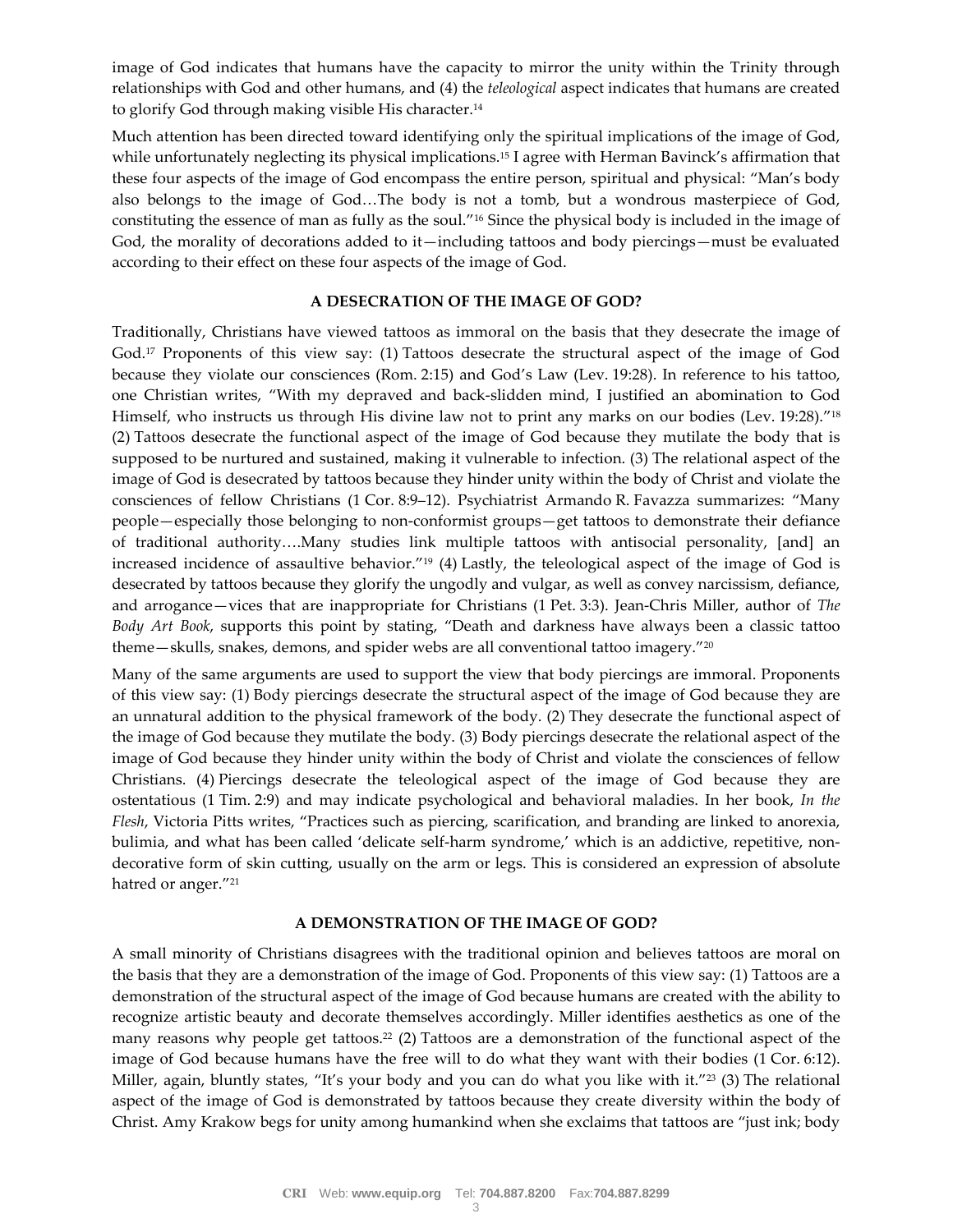image of God indicates that humans have the capacity to mirror the unity within the Trinity through relationships with God and other humans, and (4) the *teleological* aspect indicates that humans are created to glorify God through making visible His character.[14]

Much attention has been directed toward identifying only the spiritual implications of the image of God, while unfortunately neglecting its physical implications.[15] I agree with Herman Bavinck's affirmation that these four aspects of the image of God encompass the entire person, spiritual and physical: "Man's body also belongs to the image of God…The body is not a tomb, but a wondrous masterpiece of God, constituting the essence of man as fully as the soul."[16] Since the physical body is included in the image of God, the morality of decorations added to it—including tattoos and body piercings—must be evaluated according to their effect on these four aspects of the image of God.

## A DESECRATION OF THE IMAGE OF GOD?

Traditionally, Christians have viewed tattoos as immoral on the basis that they desecrate the image of God.[17] Proponents of this view say: (1) Tattoos desecrate the structural aspect of the image of God because they violate our consciences (Rom. 2:15) and God's Law (Lev. 19:28). In reference to his tattoo, one Christian writes, "With my depraved and back-slidden mind, I justified an abomination to God Himself, who instructs us through His divine law not to print any marks on our bodies (Lev. 19:28)."[18] (2) Tattoos desecrate the functional aspect of the image of God because they mutilate the body that is supposed to be nurtured and sustained, making it vulnerable to infection. (3) The relational aspect of the image of God is desecrated by tattoos because they hinder unity within the body of Christ and violate the consciences of fellow Christians (1 Cor. 8:9–12). Psychiatrist Armando R. Favazza summarizes: "Many people—especially those belonging to non-conformist groups—get tattoos to demonstrate their defiance of traditional authority….Many studies link multiple tattoos with antisocial personality, [and] an increased incidence of assaultive behavior."[19] (4) Lastly, the teleological aspect of the image of God is desecrated by tattoos because they glorify the ungodly and vulgar, as well as convey narcissism, defiance, and arrogance—vices that are inappropriate for Christians (1 Pet. 3:3). Jean-Chris Miller, author of *The Body Art Book*, supports this point by stating, "Death and darkness have always been a classic tattoo theme—skulls, snakes, demons, and spider webs are all conventional tattoo imagery."[20]

Many of the same arguments are used to support the view that body piercings are immoral. Proponents of this view say: (1) Body piercings desecrate the structural aspect of the image of God because they are an unnatural addition to the physical framework of the body. (2) They desecrate the functional aspect of the image of God because they mutilate the body. (3) Body piercings desecrate the relational aspect of the image of God because they hinder unity within the body of Christ and violate the consciences of fellow Christians. (4) Piercings desecrate the teleological aspect of the image of God because they are ostentatious (1 Tim. 2:9) and may indicate psychological and behavioral maladies. In her book, *In the Flesh*, Victoria Pitts writes, "Practices such as piercing, scarification, and branding are linked to anorexia, bulimia, and what has been called 'delicate self-harm syndrome,' which is an addictive, repetitive, non-decorative form of skin cutting, usually on the arm or legs. This is considered an expression of absolute hatred or anger."[21]

## A DEMONSTRATION OF THE IMAGE OF GOD?

A small minority of Christians disagrees with the traditional opinion and believes tattoos are moral on the basis that they are a demonstration of the image of God. Proponents of this view say: (1) Tattoos are a demonstration of the structural aspect of the image of God because humans are created with the ability to recognize artistic beauty and decorate themselves accordingly. Miller identifies aesthetics as one of the many reasons why people get tattoos.[22] (2) Tattoos are a demonstration of the functional aspect of the image of God because humans have the free will to do what they want with their bodies (1 Cor. 6:12). Miller, again, bluntly states, "It's your body and you can do what you like with it."[23] (3) The relational aspect of the image of God is demonstrated by tattoos because they create diversity within the body of Christ. Amy Krakow begs for unity among humankind when she exclaims that tattoos are "just ink; body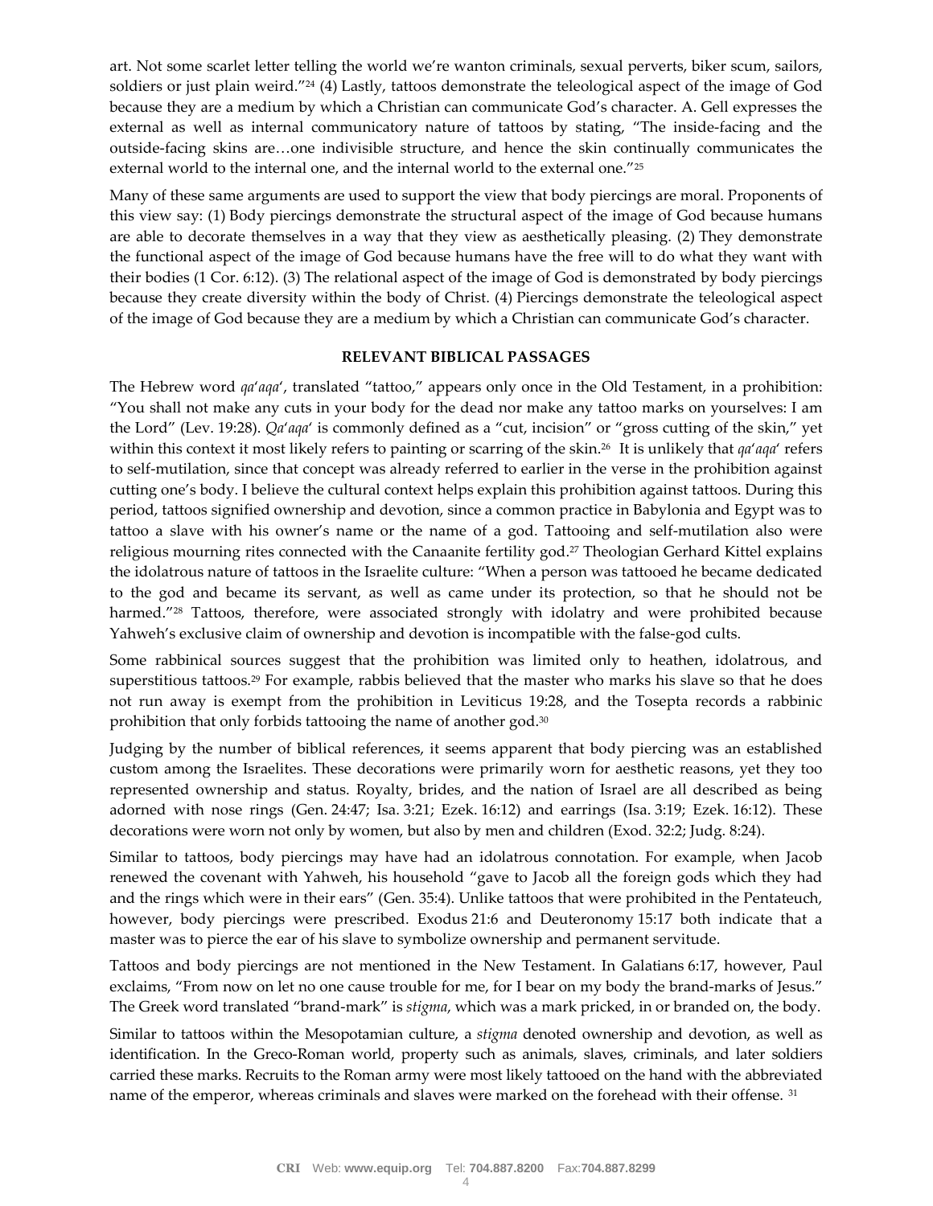art. Not some scarlet letter telling the world we're wanton criminals, sexual perverts, biker scum, sailors, soldiers or just plain weird."[24] (4) Lastly, tattoos demonstrate the teleological aspect of the image of God because they are a medium by which a Christian can communicate God's character. A. Gell expresses the external as well as internal communicatory nature of tattoos by stating, "The inside-facing and the outside-facing skins are…one indivisible structure, and hence the skin continually communicates the external world to the internal one, and the internal world to the external one."[25]

Many of these same arguments are used to support the view that body piercings are moral. Proponents of this view say: (1) Body piercings demonstrate the structural aspect of the image of God because humans are able to decorate themselves in a way that they view as aesthetically pleasing. (2) They demonstrate the functional aspect of the image of God because humans have the free will to do what they want with their bodies (1 Cor. 6:12). (3) The relational aspect of the image of God is demonstrated by body piercings because they create diversity within the body of Christ. (4) Piercings demonstrate the teleological aspect of the image of God because they are a medium by which a Christian can communicate God's character.

## RELEVANT BIBLICAL PASSAGES

The Hebrew word *qa'aqa'*, translated "tattoo," appears only once in the Old Testament, in a prohibition: "You shall not make any cuts in your body for the dead nor make any tattoo marks on yourselves: I am the Lord" (Lev. 19:28). *Qa'aqa'* is commonly defined as a "cut, incision" or "gross cutting of the skin," yet within this context it most likely refers to painting or scarring of the skin.[26] It is unlikely that *qa'aqa'* refers to self-mutilation, since that concept was already referred to earlier in the verse in the prohibition against cutting one's body. I believe the cultural context helps explain this prohibition against tattoos. During this period, tattoos signified ownership and devotion, since a common practice in Babylonia and Egypt was to tattoo a slave with his owner's name or the name of a god. Tattooing and self-mutilation also were religious mourning rites connected with the Canaanite fertility god.[27] Theologian Gerhard Kittel explains the idolatrous nature of tattoos in the Israelite culture: "When a person was tattooed he became dedicated to the god and became its servant, as well as came under its protection, so that he should not be harmed."[28] Tattoos, therefore, were associated strongly with idolatry and were prohibited because Yahweh's exclusive claim of ownership and devotion is incompatible with the false-god cults.

Some rabbinical sources suggest that the prohibition was limited only to heathen, idolatrous, and superstitious tattoos.[29] For example, rabbis believed that the master who marks his slave so that he does not run away is exempt from the prohibition in Leviticus 19:28, and the Tosepta records a rabbinic prohibition that only forbids tattooing the name of another god.[30]

Judging by the number of biblical references, it seems apparent that body piercing was an established custom among the Israelites. These decorations were primarily worn for aesthetic reasons, yet they too represented ownership and status. Royalty, brides, and the nation of Israel are all described as being adorned with nose rings (Gen. 24:47; Isa. 3:21; Ezek. 16:12) and earrings (Isa. 3:19; Ezek. 16:12). These decorations were worn not only by women, but also by men and children (Exod. 32:2; Judg. 8:24).

Similar to tattoos, body piercings may have had an idolatrous connotation. For example, when Jacob renewed the covenant with Yahweh, his household "gave to Jacob all the foreign gods which they had and the rings which were in their ears" (Gen. 35:4). Unlike tattoos that were prohibited in the Pentateuch, however, body piercings were prescribed. Exodus 21:6 and Deuteronomy 15:17 both indicate that a master was to pierce the ear of his slave to symbolize ownership and permanent servitude.

Tattoos and body piercings are not mentioned in the New Testament. In Galatians 6:17, however, Paul exclaims, "From now on let no one cause trouble for me, for I bear on my body the brand-marks of Jesus." The Greek word translated "brand-mark" is *stigma*, which was a mark pricked, in or branded on, the body.

Similar to tattoos within the Mesopotamian culture, a *stigma* denoted ownership and devotion, as well as identification. In the Greco-Roman world, property such as animals, slaves, criminals, and later soldiers carried these marks. Recruits to the Roman army were most likely tattooed on the hand with the abbreviated name of the emperor, whereas criminals and slaves were marked on the forehead with their offense. [31]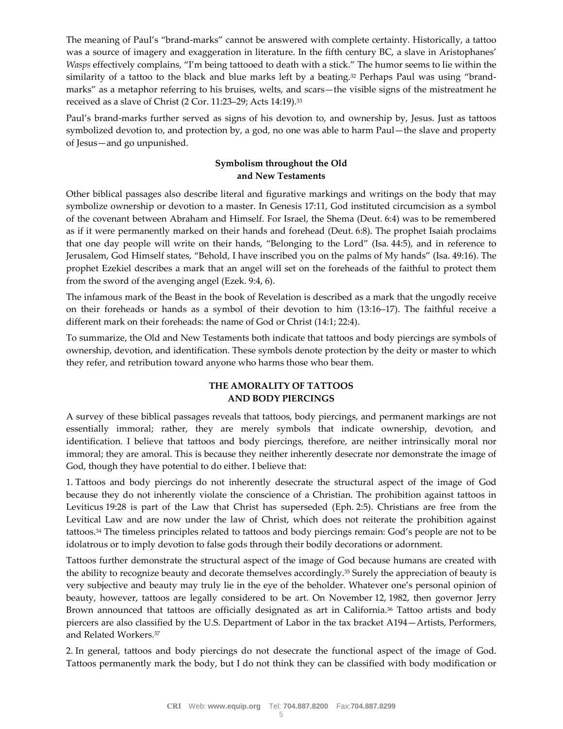The meaning of Paul's "brand-marks" cannot be answered with complete certainty. Historically, a tattoo was a source of imagery and exaggeration in literature. In the fifth century BC, a slave in Aristophanes' *Wasps* effectively complains, "I'm being tattooed to death with a stick." The humor seems to lie within the similarity of a tattoo to the black and blue marks left by a beating.[32] Perhaps Paul was using "brand-marks" as a metaphor referring to his bruises, welts, and scars—the visible signs of the mistreatment he received as a slave of Christ (2 Cor. 11:23–29; Acts 14:19).[33]

Paul's brand-marks further served as signs of his devotion to, and ownership by, Jesus. Just as tattoos symbolized devotion to, and protection by, a god, no one was able to harm Paul—the slave and property of Jesus—and go unpunished.

### Symbolism throughout the Old and New Testaments

Other biblical passages also describe literal and figurative markings and writings on the body that may symbolize ownership or devotion to a master. In Genesis 17:11, God instituted circumcision as a symbol of the covenant between Abraham and Himself. For Israel, the Shema (Deut. 6:4) was to be remembered as if it were permanently marked on their hands and forehead (Deut. 6:8). The prophet Isaiah proclaims that one day people will write on their hands, "Belonging to the Lord" (Isa. 44:5), and in reference to Jerusalem, God Himself states, "Behold, I have inscribed you on the palms of My hands" (Isa. 49:16). The prophet Ezekiel describes a mark that an angel will set on the foreheads of the faithful to protect them from the sword of the avenging angel (Ezek. 9:4, 6).

The infamous mark of the Beast in the book of Revelation is described as a mark that the ungodly receive on their foreheads or hands as a symbol of their devotion to him (13:16–17). The faithful receive a different mark on their foreheads: the name of God or Christ (14:1; 22:4).

To summarize, the Old and New Testaments both indicate that tattoos and body piercings are symbols of ownership, devotion, and identification. These symbols denote protection by the deity or master to which they refer, and retribution toward anyone who harms those who bear them.

## THE AMORALITY OF TATTOOS AND BODY PIERCINGS

A survey of these biblical passages reveals that tattoos, body piercings, and permanent markings are not essentially immoral; rather, they are merely symbols that indicate ownership, devotion, and identification. I believe that tattoos and body piercings, therefore, are neither intrinsically moral nor immoral; they are amoral. This is because they neither inherently desecrate nor demonstrate the image of God, though they have potential to do either. I believe that:

1. Tattoos and body piercings do not inherently desecrate the structural aspect of the image of God because they do not inherently violate the conscience of a Christian. The prohibition against tattoos in Leviticus 19:28 is part of the Law that Christ has superseded (Eph. 2:5). Christians are free from the Levitical Law and are now under the law of Christ, which does not reiterate the prohibition against tattoos.[34] The timeless principles related to tattoos and body piercings remain: God's people are not to be idolatrous or to imply devotion to false gods through their bodily decorations or adornment.

Tattoos further demonstrate the structural aspect of the image of God because humans are created with the ability to recognize beauty and decorate themselves accordingly.[35] Surely the appreciation of beauty is very subjective and beauty may truly lie in the eye of the beholder. Whatever one's personal opinion of beauty, however, tattoos are legally considered to be art. On November 12, 1982, then governor Jerry Brown announced that tattoos are officially designated as art in California.[36] Tattoo artists and body piercers are also classified by the U.S. Department of Labor in the tax bracket A194—Artists, Performers, and Related Workers.[37]

2. In general, tattoos and body piercings do not desecrate the functional aspect of the image of God. Tattoos permanently mark the body, but I do not think they can be classified with body modification or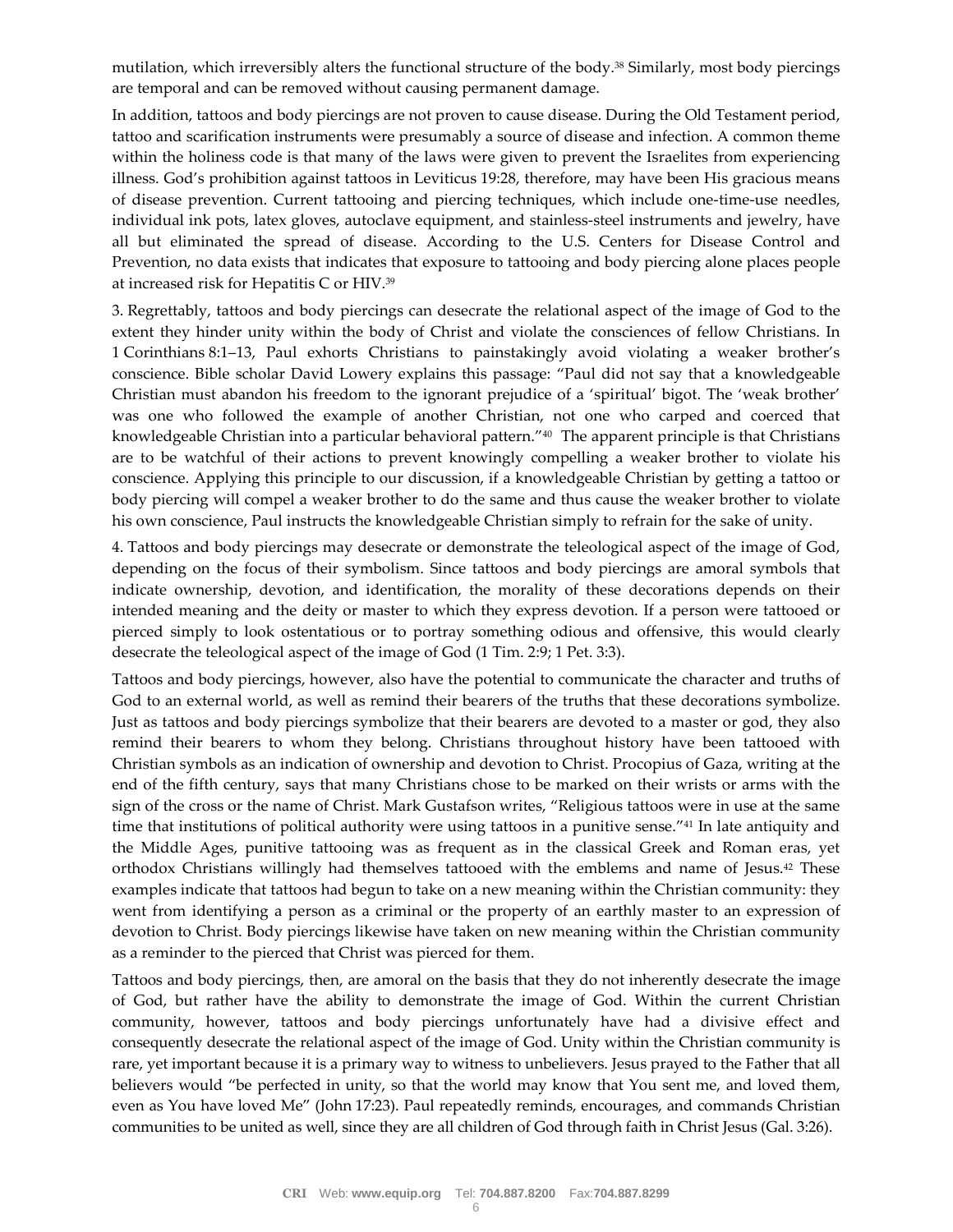mutilation, which irreversibly alters the functional structure of the body.[38] Similarly, most body piercings are temporal and can be removed without causing permanent damage.

In addition, tattoos and body piercings are not proven to cause disease. During the Old Testament period, tattoo and scarification instruments were presumably a source of disease and infection. A common theme within the holiness code is that many of the laws were given to prevent the Israelites from experiencing illness. God's prohibition against tattoos in Leviticus 19:28, therefore, may have been His gracious means of disease prevention. Current tattooing and piercing techniques, which include one-time-use needles, individual ink pots, latex gloves, autoclave equipment, and stainless-steel instruments and jewelry, have all but eliminated the spread of disease. According to the U.S. Centers for Disease Control and Prevention, no data exists that indicates that exposure to tattooing and body piercing alone places people at increased risk for Hepatitis C or HIV.[39]

3. Regrettably, tattoos and body piercings can desecrate the relational aspect of the image of God to the extent they hinder unity within the body of Christ and violate the consciences of fellow Christians. In 1 Corinthians 8:1–13, Paul exhorts Christians to painstakingly avoid violating a weaker brother's conscience. Bible scholar David Lowery explains this passage: "Paul did not say that a knowledgeable Christian must abandon his freedom to the ignorant prejudice of a 'spiritual' bigot. The 'weak brother' was one who followed the example of another Christian, not one who carped and coerced that knowledgeable Christian into a particular behavioral pattern."[40] The apparent principle is that Christians are to be watchful of their actions to prevent knowingly compelling a weaker brother to violate his conscience. Applying this principle to our discussion, if a knowledgeable Christian by getting a tattoo or body piercing will compel a weaker brother to do the same and thus cause the weaker brother to violate his own conscience, Paul instructs the knowledgeable Christian simply to refrain for the sake of unity.

4. Tattoos and body piercings may desecrate or demonstrate the teleological aspect of the image of God, depending on the focus of their symbolism. Since tattoos and body piercings are amoral symbols that indicate ownership, devotion, and identification, the morality of these decorations depends on their intended meaning and the deity or master to which they express devotion. If a person were tattooed or pierced simply to look ostentatious or to portray something odious and offensive, this would clearly desecrate the teleological aspect of the image of God (1 Tim. 2:9; 1 Pet. 3:3).

Tattoos and body piercings, however, also have the potential to communicate the character and truths of God to an external world, as well as remind their bearers of the truths that these decorations symbolize. Just as tattoos and body piercings symbolize that their bearers are devoted to a master or god, they also remind their bearers to whom they belong. Christians throughout history have been tattooed with Christian symbols as an indication of ownership and devotion to Christ. Procopius of Gaza, writing at the end of the fifth century, says that many Christians chose to be marked on their wrists or arms with the sign of the cross or the name of Christ. Mark Gustafson writes, "Religious tattoos were in use at the same time that institutions of political authority were using tattoos in a punitive sense."[41] In late antiquity and the Middle Ages, punitive tattooing was as frequent as in the classical Greek and Roman eras, yet orthodox Christians willingly had themselves tattooed with the emblems and name of Jesus.[42] These examples indicate that tattoos had begun to take on a new meaning within the Christian community: they went from identifying a person as a criminal or the property of an earthly master to an expression of devotion to Christ. Body piercings likewise have taken on new meaning within the Christian community as a reminder to the pierced that Christ was pierced for them.

Tattoos and body piercings, then, are amoral on the basis that they do not inherently desecrate the image of God, but rather have the ability to demonstrate the image of God. Within the current Christian community, however, tattoos and body piercings unfortunately have had a divisive effect and consequently desecrate the relational aspect of the image of God. Unity within the Christian community is rare, yet important because it is a primary way to witness to unbelievers. Jesus prayed to the Father that all believers would "be perfected in unity, so that the world may know that You sent me, and loved them, even as You have loved Me" (John 17:23). Paul repeatedly reminds, encourages, and commands Christian communities to be united as well, since they are all children of God through faith in Christ Jesus (Gal. 3:26).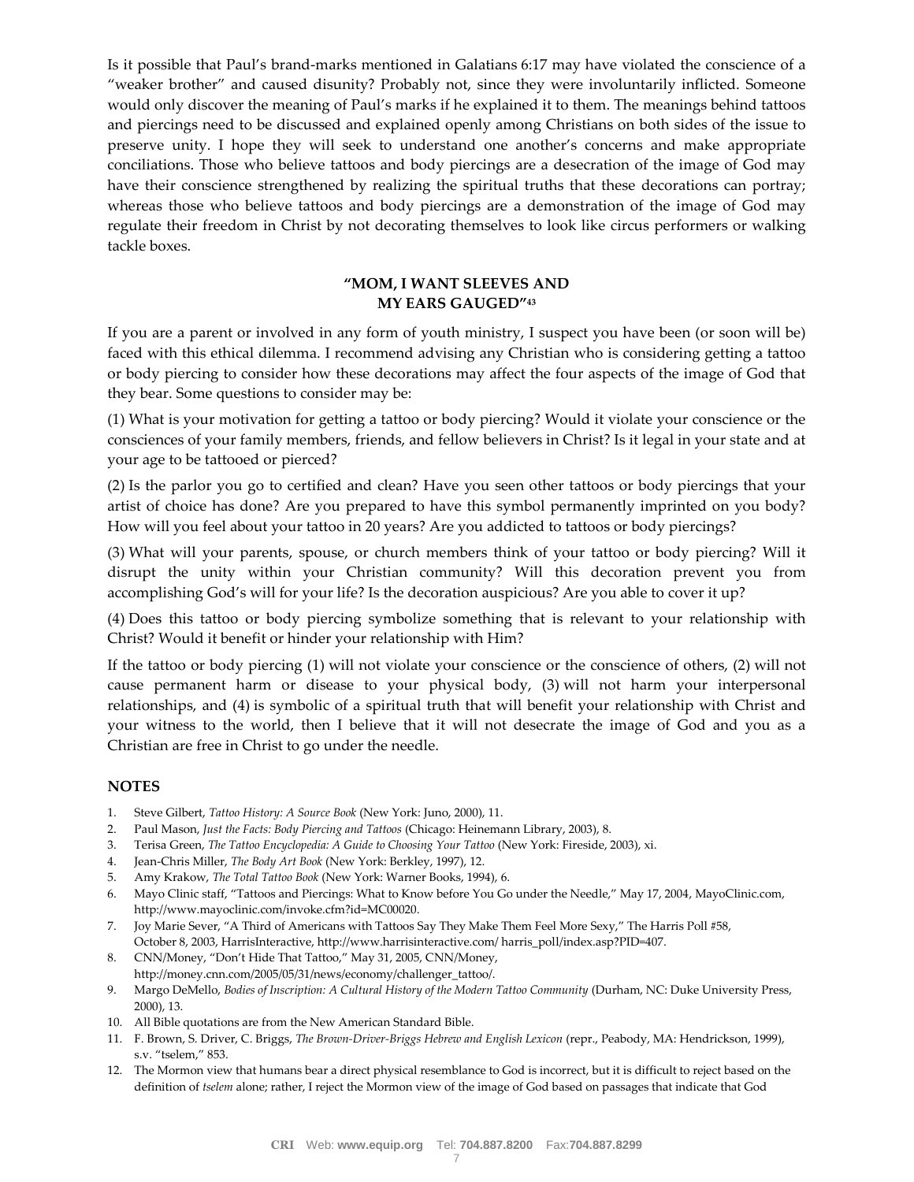Is it possible that Paul's brand-marks mentioned in Galatians 6:17 may have violated the conscience of a "weaker brother" and caused disunity? Probably not, since they were involuntarily inflicted. Someone would only discover the meaning of Paul's marks if he explained it to them. The meanings behind tattoos and piercings need to be discussed and explained openly among Christians on both sides of the issue to preserve unity. I hope they will seek to understand one another's concerns and make appropriate conciliations. Those who believe tattoos and body piercings are a desecration of the image of God may have their conscience strengthened by realizing the spiritual truths that these decorations can portray; whereas those who believe tattoos and body piercings are a demonstration of the image of God may regulate their freedom in Christ by not decorating themselves to look like circus performers or walking tackle boxes.

## "MOM, I WANT SLEEVES AND MY EARS GAUGED"[43]

If you are a parent or involved in any form of youth ministry, I suspect you have been (or soon will be) faced with this ethical dilemma. I recommend advising any Christian who is considering getting a tattoo or body piercing to consider how these decorations may affect the four aspects of the image of God that they bear. Some questions to consider may be:

(1) What is your motivation for getting a tattoo or body piercing? Would it violate your conscience or the consciences of your family members, friends, and fellow believers in Christ? Is it legal in your state and at your age to be tattooed or pierced?

(2) Is the parlor you go to certified and clean? Have you seen other tattoos or body piercings that your artist of choice has done? Are you prepared to have this symbol permanently imprinted on you body? How will you feel about your tattoo in 20 years? Are you addicted to tattoos or body piercings?

(3) What will your parents, spouse, or church members think of your tattoo or body piercing? Will it disrupt the unity within your Christian community? Will this decoration prevent you from accomplishing God's will for your life? Is the decoration auspicious? Are you able to cover it up?

(4) Does this tattoo or body piercing symbolize something that is relevant to your relationship with Christ? Would it benefit or hinder your relationship with Him?

If the tattoo or body piercing (1) will not violate your conscience or the conscience of others, (2) will not cause permanent harm or disease to your physical body, (3) will not harm your interpersonal relationships, and (4) is symbolic of a spiritual truth that will benefit your relationship with Christ and your witness to the world, then I believe that it will not desecrate the image of God and you as a Christian are free in Christ to go under the needle.

### NOTES

1. Steve Gilbert, *Tattoo History: A Source Book* (New York: Juno, 2000), 11.
2. Paul Mason, *Just the Facts: Body Piercing and Tattoos* (Chicago: Heinemann Library, 2003), 8.
3. Terisa Green, *The Tattoo Encyclopedia: A Guide to Choosing Your Tattoo* (New York: Fireside, 2003), xi.
4. Jean-Chris Miller, *The Body Art Book* (New York: Berkley, 1997), 12.
5. Amy Krakow, *The Total Tattoo Book* (New York: Warner Books, 1994), 6.
6. Mayo Clinic staff, "Tattoos and Piercings: What to Know before You Go under the Needle," May 17, 2004, MayoClinic.com, http://www.mayoclinic.com/invoke.cfm?id=MC00020.
7. Joy Marie Sever, "A Third of Americans with Tattoos Say They Make Them Feel More Sexy," The Harris Poll #58, October 8, 2003, HarrisInteractive, http://www.harrisinteractive.com/ harris_poll/index.asp?PID=407.
8. CNN/Money, "Don't Hide That Tattoo," May 31, 2005, CNN/Money, http://money.cnn.com/2005/05/31/news/economy/challenger_tattoo/.
9. Margo DeMello, *Bodies of Inscription: A Cultural History of the Modern Tattoo Community* (Durham, NC: Duke University Press, 2000), 13.
10. All Bible quotations are from the New American Standard Bible.
11. F. Brown, S. Driver, C. Briggs, *The Brown-Driver-Briggs Hebrew and English Lexicon* (repr., Peabody, MA: Hendrickson, 1999), s.v. "tselem," 853.
12. The Mormon view that humans bear a direct physical resemblance to God is incorrect, but it is difficult to reject based on the definition of *tselem* alone; rather, I reject the Mormon view of the image of God based on passages that indicate that God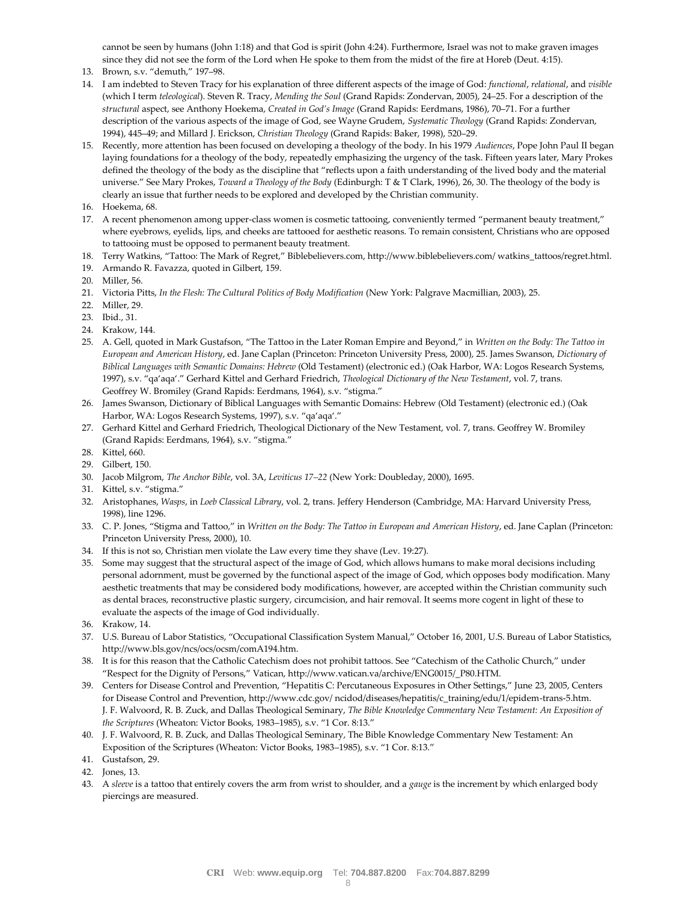cannot be seen by humans (John 1:18) and that God is spirit (John 4:24). Furthermore, Israel was not to make graven images since they did not see the form of the Lord when He spoke to them from the midst of the fire at Horeb (Deut. 4:15).

13. Brown, s.v. "demuth," 197–98.
14. I am indebted to Steven Tracy for his explanation of three different aspects of the image of God: *functional*, *relational*, and *visible* (which I term *teleological*). Steven R. Tracy, *Mending the Soul* (Grand Rapids: Zondervan, 2005), 24–25. For a description of the *structural* aspect, see Anthony Hoekema, *Created in God's Image* (Grand Rapids: Eerdmans, 1986), 70–71. For a further description of the various aspects of the image of God, see Wayne Grudem, *Systematic Theology* (Grand Rapids: Zondervan, 1994), 445–49; and Millard J. Erickson, *Christian Theology* (Grand Rapids: Baker, 1998), 520–29.
15. Recently, more attention has been focused on developing a theology of the body. In his 1979 *Audiences*, Pope John Paul II began laying foundations for a theology of the body, repeatedly emphasizing the urgency of the task. Fifteen years later, Mary Prokes defined the theology of the body as the discipline that "reflects upon a faith understanding of the lived body and the material universe." See Mary Prokes, *Toward a Theology of the Body* (Edinburgh: T & T Clark, 1996), 26, 30. The theology of the body is clearly an issue that further needs to be explored and developed by the Christian community.
16. Hoekema, 68.
17. A recent phenomenon among upper-class women is cosmetic tattooing, conveniently termed "permanent beauty treatment," where eyebrows, eyelids, lips, and cheeks are tattooed for aesthetic reasons. To remain consistent, Christians who are opposed to tattooing must be opposed to permanent beauty treatment.
18. Terry Watkins, "Tattoo: The Mark of Regret," Biblebelievers.com, http://www.biblebelievers.com/ watkins_tattoos/regret.html.
19. Armando R. Favazza, quoted in Gilbert, 159.
20. Miller, 56.
21. Victoria Pitts, *In the Flesh: The Cultural Politics of Body Modification* (New York: Palgrave Macmillian, 2003), 25.
22. Miller, 29.
23. Ibid., 31.
24. Krakow, 144.
25. A. Gell, quoted in Mark Gustafson, "The Tattoo in the Later Roman Empire and Beyond," in *Written on the Body: The Tattoo in European and American History*, ed. Jane Caplan (Princeton: Princeton University Press, 2000), 25. James Swanson, *Dictionary of Biblical Languages with Semantic Domains: Hebrew* (Old Testament) (electronic ed.) (Oak Harbor, WA: Logos Research Systems, 1997), s.v. "qa'aqa'." Gerhard Kittel and Gerhard Friedrich, *Theological Dictionary of the New Testament*, vol. 7, trans. Geoffrey W. Bromiley (Grand Rapids: Eerdmans, 1964), s.v. "stigma."
26. James Swanson, Dictionary of Biblical Languages with Semantic Domains: Hebrew (Old Testament) (electronic ed.) (Oak Harbor, WA: Logos Research Systems, 1997), s.v. "qa'aqa'."
27. Gerhard Kittel and Gerhard Friedrich, Theological Dictionary of the New Testament, vol. 7, trans. Geoffrey W. Bromiley (Grand Rapids: Eerdmans, 1964), s.v. "stigma."
28. Kittel, 660.
29. Gilbert, 150.
30. Jacob Milgrom, *The Anchor Bible*, vol. 3A, *Leviticus 17–22* (New York: Doubleday, 2000), 1695.
31. Kittel, s.v. "stigma."
32. Aristophanes, *Wasps*, in *Loeb Classical Library*, vol. 2, trans. Jeffery Henderson (Cambridge, MA: Harvard University Press, 1998), line 1296.
33. C. P. Jones, "Stigma and Tattoo," in *Written on the Body: The Tattoo in European and American History*, ed. Jane Caplan (Princeton: Princeton University Press, 2000), 10.
34. If this is not so, Christian men violate the Law every time they shave (Lev. 19:27).
35. Some may suggest that the structural aspect of the image of God, which allows humans to make moral decisions including personal adornment, must be governed by the functional aspect of the image of God, which opposes body modification. Many aesthetic treatments that may be considered body modifications, however, are accepted within the Christian community such as dental braces, reconstructive plastic surgery, circumcision, and hair removal. It seems more cogent in light of these to evaluate the aspects of the image of God individually.
36. Krakow, 14.
37. U.S. Bureau of Labor Statistics, "Occupational Classification System Manual," October 16, 2001, U.S. Bureau of Labor Statistics, http://www.bls.gov/ncs/ocs/ocsm/comA194.htm.
38. It is for this reason that the Catholic Catechism does not prohibit tattoos. See "Catechism of the Catholic Church," under "Respect for the Dignity of Persons," Vatican, http://www.vatican.va/archive/ENG0015/_P80.HTM.
39. Centers for Disease Control and Prevention, "Hepatitis C: Percutaneous Exposures in Other Settings," June 23, 2005, Centers for Disease Control and Prevention, http://www.cdc.gov/ ncidod/diseases/hepatitis/c_training/edu/1/epidem-trans-5.htm. J. F. Walvoord, R. B. Zuck, and Dallas Theological Seminary, *The Bible Knowledge Commentary New Testament: An Exposition of the Scriptures* (Wheaton: Victor Books, 1983–1985), s.v. "1 Cor. 8:13."
40. J. F. Walvoord, R. B. Zuck, and Dallas Theological Seminary, The Bible Knowledge Commentary New Testament: An Exposition of the Scriptures (Wheaton: Victor Books, 1983–1985), s.v. "1 Cor. 8:13."
41. Gustafson, 29.
42. Jones, 13.
43. A *sleeve* is a tattoo that entirely covers the arm from wrist to shoulder, and a *gauge* is the increment by which enlarged body piercings are measured.